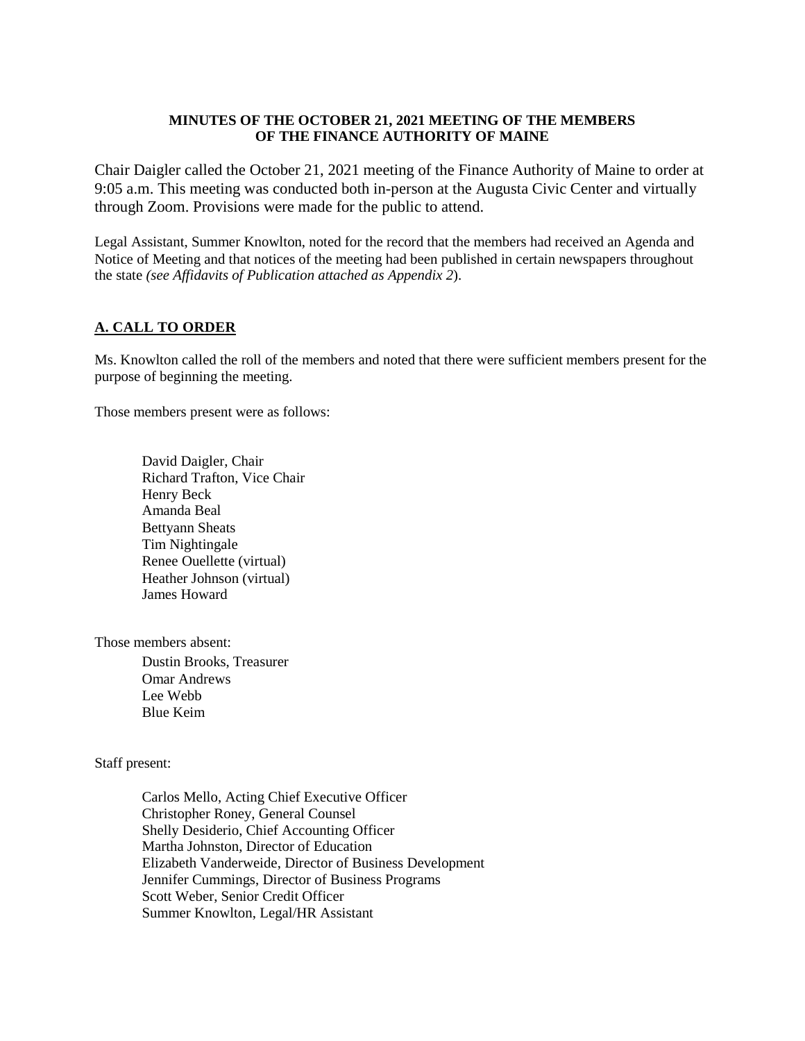**MINUTES OF THE OCTOBER 21, 2021 MEETING OF THE MEMBERS OF THE FINANCE AUTHORITY OF MAINE**

Chair Daigler called the October 21, 2021 meeting of the Finance Authority of Maine to order at 9:05 a.m. This meeting was conducted both in-person at the Augusta Civic Center and virtually through Zoom. Provisions were made for the public to attend.

Legal Assistant, Summer Knowlton, noted for the record that the members had received an Agenda and Notice of Meeting and that notices of the meeting had been published in certain newspapers throughout the state *(see Affidavits of Publication attached as Appendix 2*).

## A. CALL TO ORDER

Ms. Knowlton called the roll of the members and noted that there were sufficient members present for the purpose of beginning the meeting.

Those members present were as follows:

David Daigler, Chair
Richard Trafton, Vice Chair
Henry Beck
Amanda Beal
Bettyann Sheats
Tim Nightingale
Renee Ouellette (virtual)
Heather Johnson (virtual)
James Howard

Those members absent:

Dustin Brooks, Treasurer
Omar Andrews
Lee Webb
Blue Keim

Staff present:

Carlos Mello, Acting Chief Executive Officer
Christopher Roney, General Counsel
Shelly Desiderio, Chief Accounting Officer
Martha Johnston, Director of Education
Elizabeth Vanderweide, Director of Business Development
Jennifer Cummings, Director of Business Programs
Scott Weber, Senior Credit Officer
Summer Knowlton, Legal/HR Assistant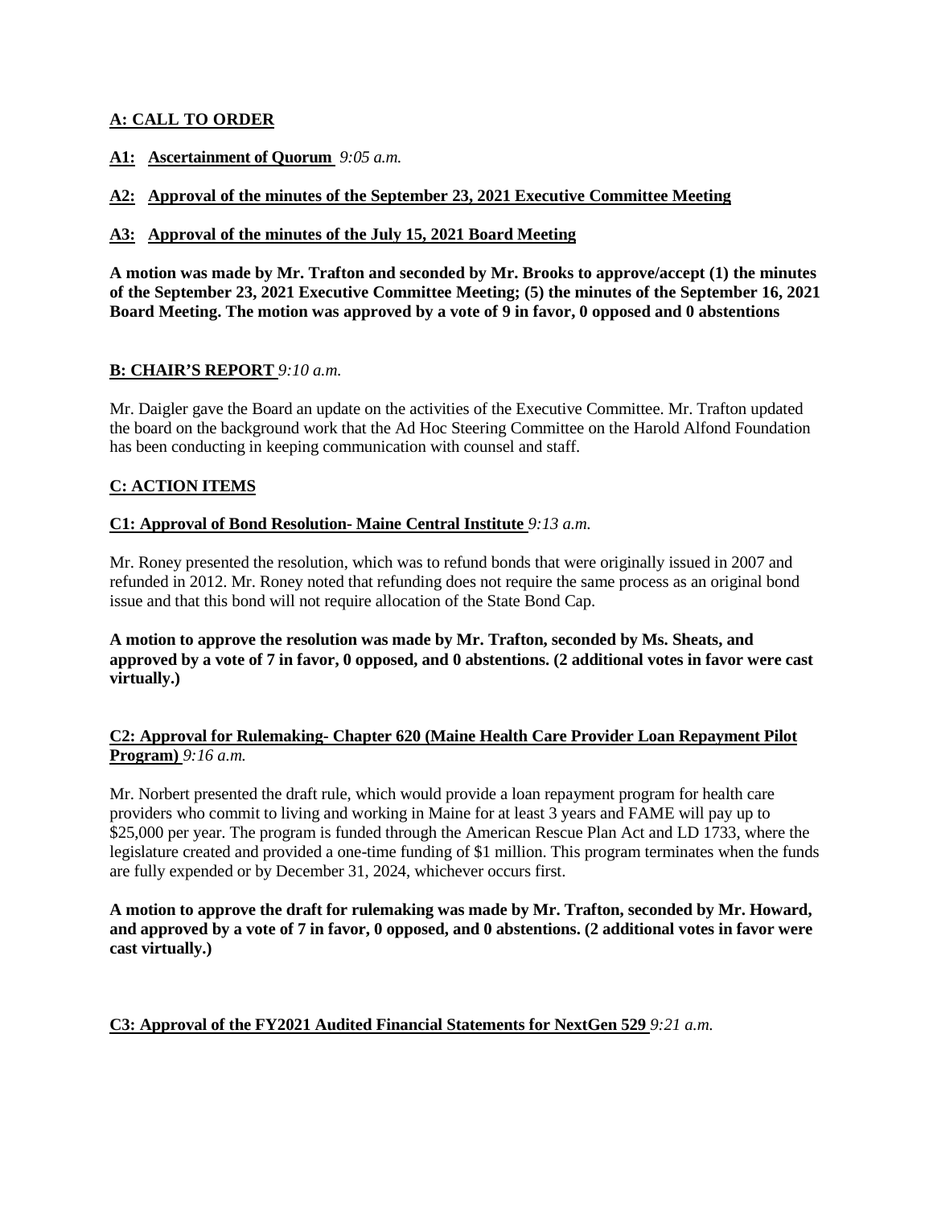## A: CALL TO ORDER

**A1: Ascertainment of Quorum** *9:05 a.m.*

**A2: Approval of the minutes of the September 23, 2021 Executive Committee Meeting**

**A3: Approval of the minutes of the July 15, 2021 Board Meeting**

**A motion was made by Mr. Trafton and seconded by Mr. Brooks to approve/accept (1) the minutes of the September 23, 2021 Executive Committee Meeting; (5) the minutes of the September 16, 2021 Board Meeting. The motion was approved by a vote of 9 in favor, 0 opposed and 0 abstentions**

## B: CHAIR'S REPORT *9:10 a.m.*

Mr. Daigler gave the Board an update on the activities of the Executive Committee. Mr. Trafton updated the board on the background work that the Ad Hoc Steering Committee on the Harold Alfond Foundation has been conducting in keeping communication with counsel and staff.

## C: ACTION ITEMS

**C1: Approval of Bond Resolution- Maine Central Institute** *9:13 a.m.*

Mr. Roney presented the resolution, which was to refund bonds that were originally issued in 2007 and refunded in 2012. Mr. Roney noted that refunding does not require the same process as an original bond issue and that this bond will not require allocation of the State Bond Cap.

**A motion to approve the resolution was made by Mr. Trafton, seconded by Ms. Sheats, and approved by a vote of 7 in favor, 0 opposed, and 0 abstentions. (2 additional votes in favor were cast virtually.)**

**C2: Approval for Rulemaking- Chapter 620 (Maine Health Care Provider Loan Repayment Pilot Program)** *9:16 a.m.*

Mr. Norbert presented the draft rule, which would provide a loan repayment program for health care providers who commit to living and working in Maine for at least 3 years and FAME will pay up to $25,000 per year. The program is funded through the American Rescue Plan Act and LD 1733, where the legislature created and provided a one-time funding of $1 million. This program terminates when the funds are fully expended or by December 31, 2024, whichever occurs first.

**A motion to approve the draft for rulemaking was made by Mr. Trafton, seconded by Mr. Howard, and approved by a vote of 7 in favor, 0 opposed, and 0 abstentions. (2 additional votes in favor were cast virtually.)**

**C3: Approval of the FY2021 Audited Financial Statements for NextGen 529** *9:21 a.m.*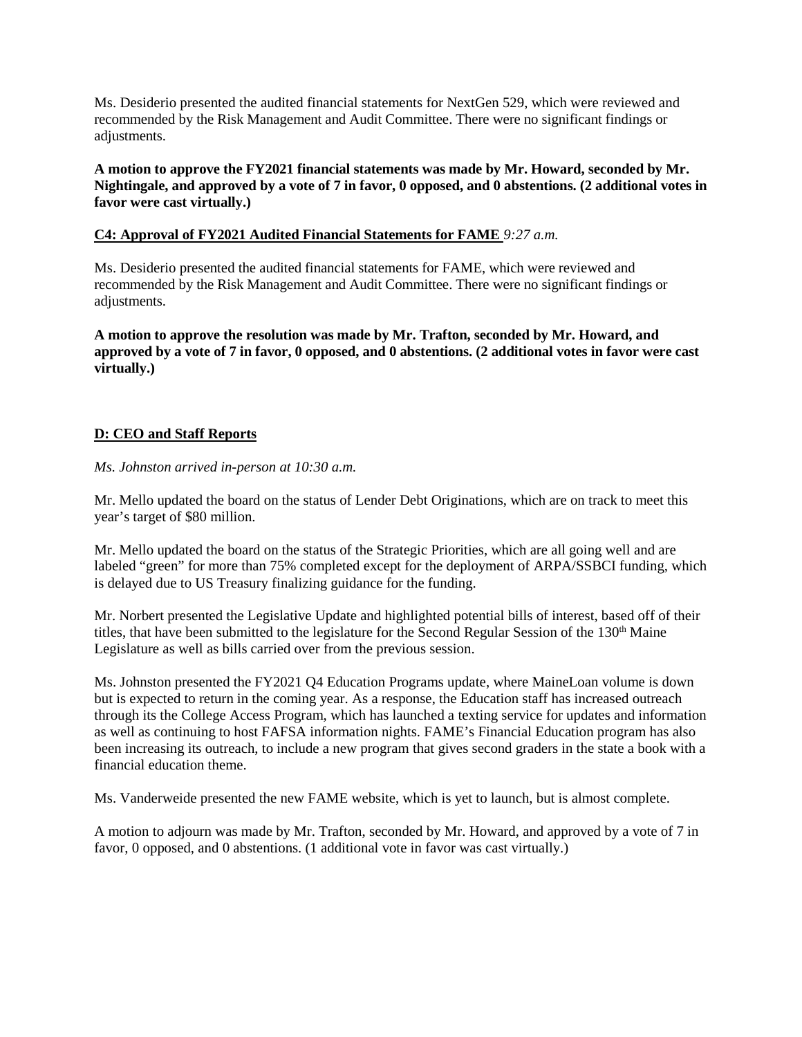Ms. Desiderio presented the audited financial statements for NextGen 529, which were reviewed and recommended by the Risk Management and Audit Committee. There were no significant findings or adjustments.

**A motion to approve the FY2021 financial statements was made by Mr. Howard, seconded by Mr. Nightingale, and approved by a vote of 7 in favor, 0 opposed, and 0 abstentions. (2 additional votes in favor were cast virtually.)**

**C4: Approval of FY2021 Audited Financial Statements for FAME** *9:27 a.m.*

Ms. Desiderio presented the audited financial statements for FAME, which were reviewed and recommended by the Risk Management and Audit Committee. There were no significant findings or adjustments.

**A motion to approve the resolution was made by Mr. Trafton, seconded by Mr. Howard, and approved by a vote of 7 in favor, 0 opposed, and 0 abstentions. (2 additional votes in favor were cast virtually.)**

**D: CEO and Staff Reports**

*Ms. Johnston arrived in-person at 10:30 a.m.*

Mr. Mello updated the board on the status of Lender Debt Originations, which are on track to meet this year's target of $80 million.

Mr. Mello updated the board on the status of the Strategic Priorities, which are all going well and are labeled "green" for more than 75% completed except for the deployment of ARPA/SSBCI funding, which is delayed due to US Treasury finalizing guidance for the funding.

Mr. Norbert presented the Legislative Update and highlighted potential bills of interest, based off of their titles, that have been submitted to the legislature for the Second Regular Session of the 130th Maine Legislature as well as bills carried over from the previous session.

Ms. Johnston presented the FY2021 Q4 Education Programs update, where MaineLoan volume is down but is expected to return in the coming year. As a response, the Education staff has increased outreach through its the College Access Program, which has launched a texting service for updates and information as well as continuing to host FAFSA information nights. FAME's Financial Education program has also been increasing its outreach, to include a new program that gives second graders in the state a book with a financial education theme.

Ms. Vanderweide presented the new FAME website, which is yet to launch, but is almost complete.

A motion to adjourn was made by Mr. Trafton, seconded by Mr. Howard, and approved by a vote of 7 in favor, 0 opposed, and 0 abstentions. (1 additional vote in favor was cast virtually.)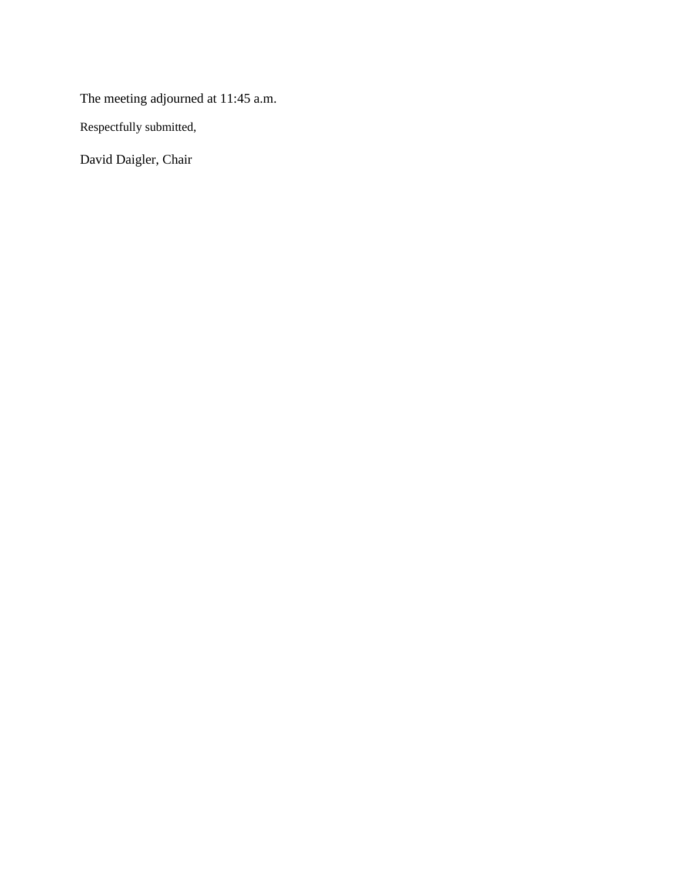The meeting adjourned at 11:45 a.m.

Respectfully submitted,

David Daigler, Chair